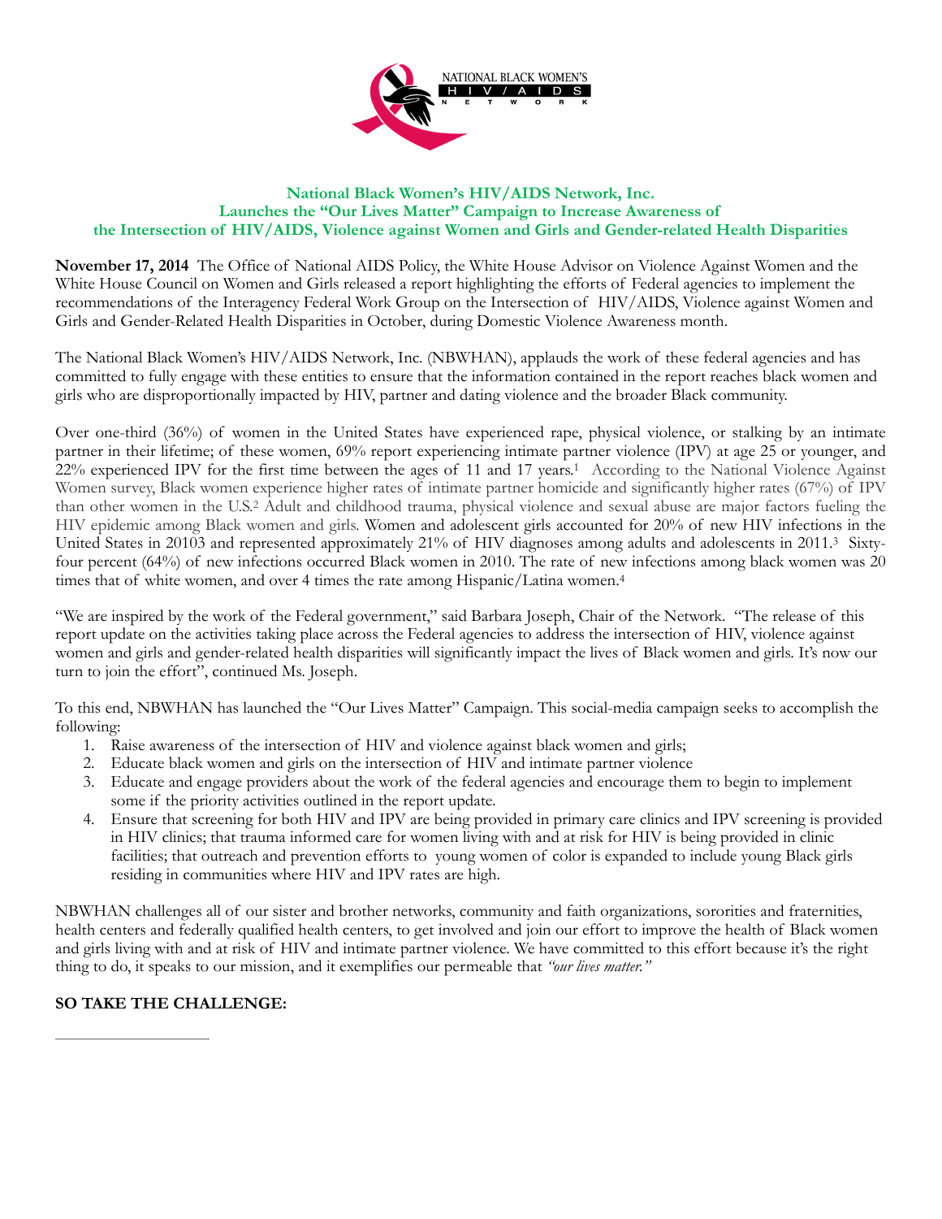NATIONAL BLACK WOMEN'S HIV/AIDS NETWORK

## National Black Women's HIV/AIDS Network, Inc. Launches the "Our Lives Matter" Campaign to Increase Awareness of the Intersection of HIV/AIDS, Violence against Women and Girls and Gender-related Health Disparities

**November 17, 2014** The Office of National AIDS Policy, the White House Advisor on Violence Against Women and the White House Council on Women and Girls released a report highlighting the efforts of Federal agencies to implement the recommendations of the Interagency Federal Work Group on the Intersection of HIV/AIDS, Violence against Women and Girls and Gender-Related Health Disparities in October, during Domestic Violence Awareness month.

The National Black Women's HIV/AIDS Network, Inc. (NBWHAN), applauds the work of these federal agencies and has committed to fully engage with these entities to ensure that the information contained in the report reaches black women and girls who are disproportionally impacted by HIV, partner and dating violence and the broader Black community.

Over one-third (36%) of women in the United States have experienced rape, physical violence, or stalking by an intimate partner in their lifetime; of these women, 69% report experiencing intimate partner violence (IPV) at age 25 or younger, and 22% experienced IPV for the first time between the ages of 11 and 17 years.[1] According to the National Violence Against Women survey, Black women experience higher rates of intimate partner homicide and significantly higher rates (67%) of IPV than other women in the U.S.[2] Adult and childhood trauma, physical violence and sexual abuse are major factors fueling the HIV epidemic among Black women and girls. Women and adolescent girls accounted for 20% of new HIV infections in the United States in 20103 and represented approximately 21% of HIV diagnoses among adults and adolescents in 2011.[3] Sixty-four percent (64%) of new infections occurred Black women in 2010. The rate of new infections among black women was 20 times that of white women, and over 4 times the rate among Hispanic/Latina women.[4]

"We are inspired by the work of the Federal government," said Barbara Joseph, Chair of the Network. "The release of this report update on the activities taking place across the Federal agencies to address the intersection of HIV, violence against women and girls and gender-related health disparities will significantly impact the lives of Black women and girls. It's now our turn to join the effort", continued Ms. Joseph.

To this end, NBWHAN has launched the "Our Lives Matter" Campaign. This social-media campaign seeks to accomplish the following:

1. Raise awareness of the intersection of HIV and violence against black women and girls;
2. Educate black women and girls on the intersection of HIV and intimate partner violence
3. Educate and engage providers about the work of the federal agencies and encourage them to begin to implement some if the priority activities outlined in the report update.
4. Ensure that screening for both HIV and IPV are being provided in primary care clinics and IPV screening is provided in HIV clinics; that trauma informed care for women living with and at risk for HIV is being provided in clinic facilities; that outreach and prevention efforts to young women of color is expanded to include young Black girls residing in communities where HIV and IPV rates are high.

NBWHAN challenges all of our sister and brother networks, community and faith organizations, sororities and fraternities, health centers and federally qualified health centers, to get involved and join our effort to improve the health of Black women and girls living with and at risk of HIV and intimate partner violence. We have committed to this effort because it's the right thing to do, it speaks to our mission, and it exemplifies our permeable that *"our lives matter."*

**SO TAKE THE CHALLENGE:**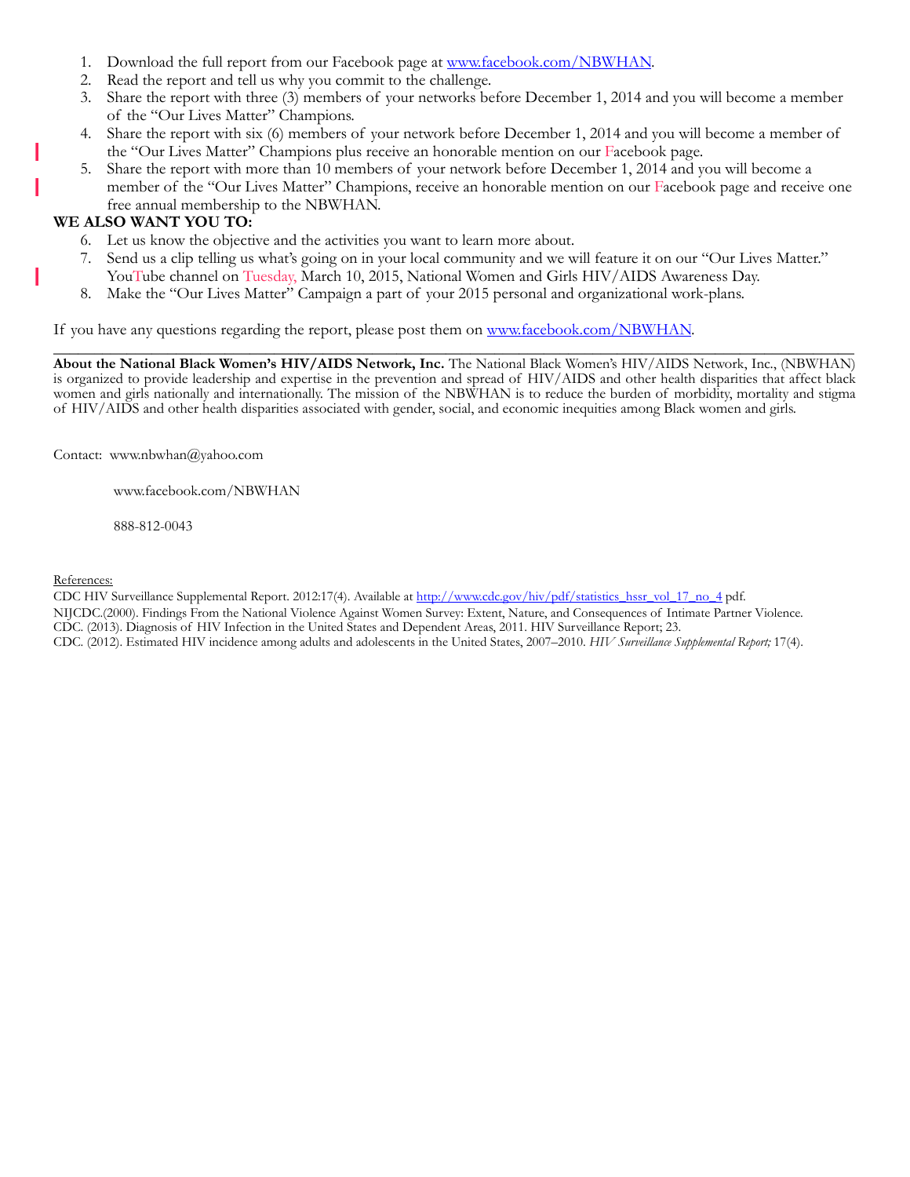1. Download the full report from our Facebook page at [www.facebook.com/NBWHAN](www.facebook.com/NBWHAN).
2. Read the report and tell us why you commit to the challenge.
3. Share the report with three (3) members of your networks before December 1, 2014 and you will become a member of the "Our Lives Matter" Champions.
4. Share the report with six (6) members of your network before December 1, 2014 and you will become a member of the "Our Lives Matter" Champions plus receive an honorable mention on our Facebook page.
5. Share the report with more than 10 members of your network before December 1, 2014 and you will become a member of the "Our Lives Matter" Champions, receive an honorable mention on our Facebook page and receive one free annual membership to the NBWHAN.

**WE ALSO WANT YOU TO:**

6. Let us know the objective and the activities you want to learn more about.
7. Send us a clip telling us what's going on in your local community and we will feature it on our "Our Lives Matter." YouTube channel on Tuesday, March 10, 2015, National Women and Girls HIV/AIDS Awareness Day.
8. Make the "Our Lives Matter" Campaign a part of your 2015 personal and organizational work-plans.

If you have any questions regarding the report, please post them on [www.facebook.com/NBWHAN](www.facebook.com/NBWHAN).

---

**About the National Black Women's HIV/AIDS Network, Inc.** The National Black Women's HIV/AIDS Network, Inc., (NBWHAN) is organized to provide leadership and expertise in the prevention and spread of HIV/AIDS and other health disparities that affect black women and girls nationally and internationally. The mission of the NBWHAN is to reduce the burden of morbidity, mortality and stigma of HIV/AIDS and other health disparities associated with gender, social, and economic inequities among Black women and girls.

Contact: www.nbwhan@yahoo.com

www.facebook.com/NBWHAN

888-812-0043

References:

CDC HIV Surveillance Supplemental Report. 2012:17(4). Available at [http://www.cdc.gov/hiv/pdf/statistics_hssr_vol_17_no_4](http://www.cdc.gov/hiv/pdf/statistics_hssr_vol_17_no_4) pdf.

NIJCDC.(2000). Findings From the National Violence Against Women Survey: Extent, Nature, and Consequences of Intimate Partner Violence.

CDC. (2013). Diagnosis of HIV Infection in the United States and Dependent Areas, 2011. HIV Surveillance Report; 23.

CDC. (2012). Estimated HIV incidence among adults and adolescents in the United States, 2007–2010. *HIV Surveillance Supplemental Report;* 17(4).